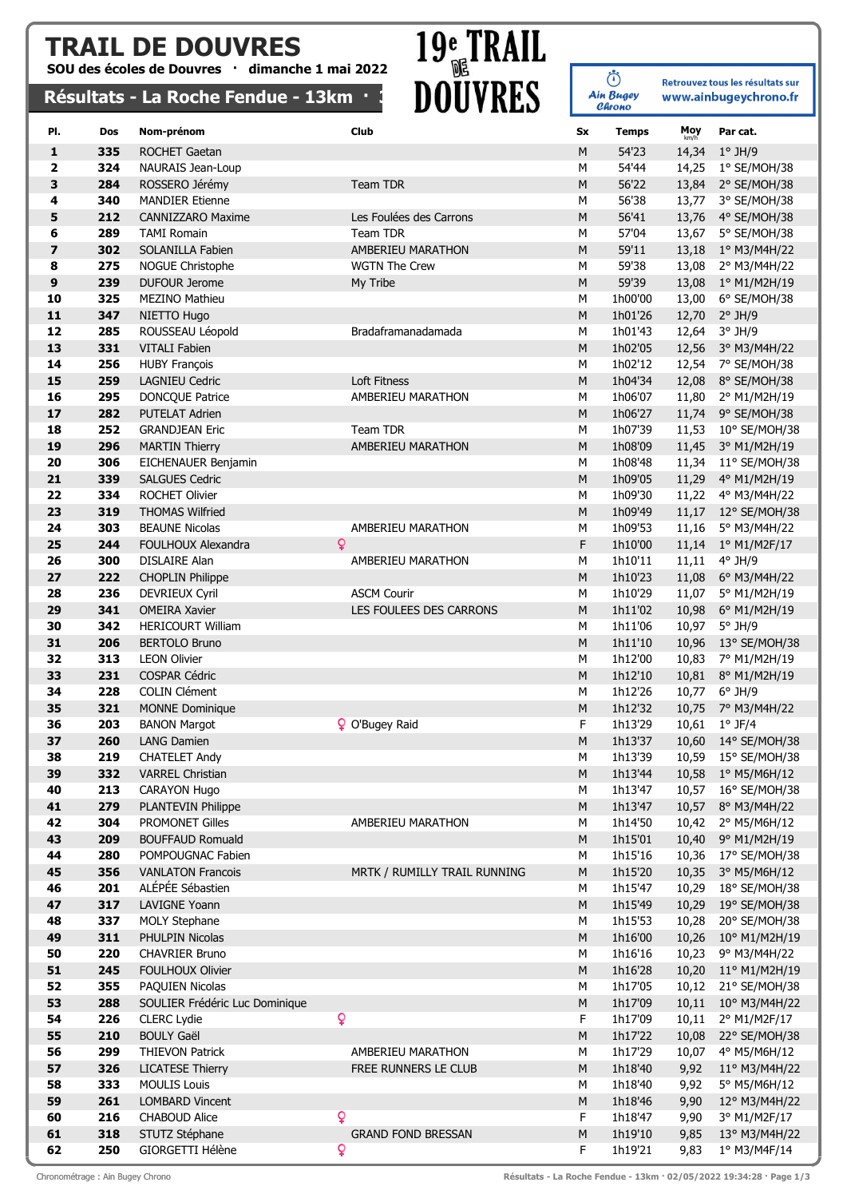# TRAIL DE DOUVRES

**SOU des écoles de Douvres · dimanche 1 mai 2022**

## Résultats - La Roche Fendue - 13km

19e TRAIL DE DOUVRES

Retrouvez tous les résultats sur www.ainbugeychrono.fr

| Pl. | Dos | Nom-prénom | Club | Sx | Temps | Moy km/h | Par cat. |
|---|---|---|---|---|---|---|---|
| 1 | 335 | ROCHET Gaetan | | M | 54'23 | 14,34 | 1° JH/9 |
| 2 | 324 | NAURAIS Jean-Loup | | M | 54'44 | 14,25 | 1° SE/MOH/38 |
| 3 | 284 | ROSSERO Jérémy | Team TDR | M | 56'22 | 13,84 | 2° SE/MOH/38 |
| 4 | 340 | MANDIER Etienne | | M | 56'38 | 13,77 | 3° SE/MOH/38 |
| 5 | 212 | CANNIZZARO Maxime | Les Foulées des Carrons | M | 56'41 | 13,76 | 4° SE/MOH/38 |
| 6 | 289 | TAMI Romain | Team TDR | M | 57'04 | 13,67 | 5° SE/MOH/38 |
| 7 | 302 | SOLANILLA Fabien | AMBERIEU MARATHON | M | 59'11 | 13,18 | 1° M3/M4H/22 |
| 8 | 275 | NOGUE Christophe | WGTN The Crew | M | 59'38 | 13,08 | 2° M3/M4H/22 |
| 9 | 239 | DUFOUR Jerome | My Tribe | M | 59'39 | 13,08 | 1° M1/M2H/19 |
| 10 | 325 | MEZINO Mathieu | | M | 1h00'00 | 13,00 | 6° SE/MOH/38 |
| 11 | 347 | NIETTO Hugo | | M | 1h01'26 | 12,70 | 2° JH/9 |
| 12 | 285 | ROUSSEAU Léopold | Bradaframanadamada | M | 1h01'43 | 12,64 | 3° JH/9 |
| 13 | 331 | VITALI Fabien | | M | 1h02'05 | 12,56 | 3° M3/M4H/22 |
| 14 | 256 | HUBY François | | M | 1h02'12 | 12,54 | 7° SE/MOH/38 |
| 15 | 259 | LAGNIEU Cedric | Loft Fitness | M | 1h04'34 | 12,08 | 8° SE/MOH/38 |
| 16 | 295 | DONCQUE Patrice | AMBERIEU MARATHON | M | 1h06'07 | 11,80 | 2° M1/M2H/19 |
| 17 | 282 | PUTELAT Adrien | | M | 1h06'27 | 11,74 | 9° SE/MOH/38 |
| 18 | 252 | GRANDJEAN Eric | Team TDR | M | 1h07'39 | 11,53 | 10° SE/MOH/38 |
| 19 | 296 | MARTIN Thierry | AMBERIEU MARATHON | M | 1h08'09 | 11,45 | 3° M1/M2H/19 |
| 20 | 306 | EICHENAUER Benjamin | | M | 1h08'48 | 11,34 | 11° SE/MOH/38 |
| 21 | 339 | SALGUES Cedric | | M | 1h09'05 | 11,29 | 4° M1/M2H/19 |
| 22 | 334 | ROCHET Olivier | | M | 1h09'30 | 11,22 | 4° M3/M4H/22 |
| 23 | 319 | THOMAS Wilfried | | M | 1h09'49 | 11,17 | 12° SE/MOH/38 |
| 24 | 303 | BEAUNE Nicolas | AMBERIEU MARATHON | M | 1h09'53 | 11,16 | 5° M3/M4H/22 |
| 25 | 244 | FOULHOUX Alexandra ♀ | | F | 1h10'00 | 11,14 | 1° M1/M2F/17 |
| 26 | 300 | DISLAIRE Alan | AMBERIEU MARATHON | M | 1h10'11 | 11,11 | 4° JH/9 |
| 27 | 222 | CHOPLIN Philippe | | M | 1h10'23 | 11,08 | 6° M3/M4H/22 |
| 28 | 236 | DEVRIEUX Cyril | ASCM Courir | M | 1h10'29 | 11,07 | 5° M1/M2H/19 |
| 29 | 341 | OMEIRA Xavier | LES FOULEES DES CARRONS | M | 1h11'02 | 10,98 | 6° M1/M2H/19 |
| 30 | 342 | HERICOURT William | | M | 1h11'06 | 10,97 | 5° JH/9 |
| 31 | 206 | BERTOLO Bruno | | M | 1h11'10 | 10,96 | 13° SE/MOH/38 |
| 32 | 313 | LEON Olivier | | M | 1h12'00 | 10,83 | 7° M1/M2H/19 |
| 33 | 231 | COSPAR Cédric | | M | 1h12'10 | 10,81 | 8° M1/M2H/19 |
| 34 | 228 | COLIN Clément | | M | 1h12'26 | 10,77 | 6° JH/9 |
| 35 | 321 | MONNE Dominique | | M | 1h12'32 | 10,75 | 7° M3/M4H/22 |
| 36 | 203 | BANON Margot ♀ | O'Bugey Raid | F | 1h13'29 | 10,61 | 1° JF/4 |
| 37 | 260 | LANG Damien | | M | 1h13'37 | 10,60 | 14° SE/MOH/38 |
| 38 | 219 | CHATELET Andy | | M | 1h13'39 | 10,59 | 15° SE/MOH/38 |
| 39 | 332 | VARREL Christian | | M | 1h13'44 | 10,58 | 1° M5/M6H/12 |
| 40 | 213 | CARAYON Hugo | | M | 1h13'47 | 10,57 | 16° SE/MOH/38 |
| 41 | 279 | PLANTEVIN Philippe | | M | 1h13'47 | 10,57 | 8° M3/M4H/22 |
| 42 | 304 | PROMONET Gilles | AMBERIEU MARATHON | M | 1h14'50 | 10,42 | 2° M5/M6H/12 |
| 43 | 209 | BOUFFAUD Romuald | | M | 1h15'01 | 10,40 | 9° M1/M2H/19 |
| 44 | 280 | POMPOUGNAC Fabien | | M | 1h15'16 | 10,36 | 17° SE/MOH/38 |
| 45 | 356 | VANLATON Francois | MRTK / RUMILLY TRAIL RUNNING | M | 1h15'20 | 10,35 | 3° M5/M6H/12 |
| 46 | 201 | ALÉPÉE Sébastien | | M | 1h15'47 | 10,29 | 18° SE/MOH/38 |
| 47 | 317 | LAVIGNE Yoann | | M | 1h15'49 | 10,29 | 19° SE/MOH/38 |
| 48 | 337 | MOLY Stephane | | M | 1h15'53 | 10,28 | 20° SE/MOH/38 |
| 49 | 311 | PHULPIN Nicolas | | M | 1h16'00 | 10,26 | 10° M1/M2H/19 |
| 50 | 220 | CHAVRIER Bruno | | M | 1h16'16 | 10,23 | 9° M3/M4H/22 |
| 51 | 245 | FOULHOUX Olivier | | M | 1h16'28 | 10,20 | 11° M1/M2H/19 |
| 52 | 355 | PAQUIEN Nicolas | | M | 1h17'05 | 10,12 | 21° SE/MOH/38 |
| 53 | 288 | SOULIER Frédéric Luc Dominique | | M | 1h17'09 | 10,11 | 10° M3/M4H/22 |
| 54 | 226 | CLERC Lydie ♀ | | F | 1h17'09 | 10,11 | 2° M1/M2F/17 |
| 55 | 210 | BOULY Gaël | | M | 1h17'22 | 10,08 | 22° SE/MOH/38 |
| 56 | 299 | THIEVON Patrick | AMBERIEU MARATHON | M | 1h17'29 | 10,07 | 4° M5/M6H/12 |
| 57 | 326 | LICATESE Thierry | FREE RUNNERS LE CLUB | M | 1h18'40 | 9,92 | 11° M3/M4H/22 |
| 58 | 333 | MOULIS Louis | | M | 1h18'40 | 9,92 | 5° M5/M6H/12 |
| 59 | 261 | LOMBARD Vincent | | M | 1h18'46 | 9,90 | 12° M3/M4H/22 |
| 60 | 216 | CHABOUD Alice ♀ | | F | 1h18'47 | 9,90 | 3° M1/M2F/17 |
| 61 | 318 | STUTZ Stéphane | GRAND FOND BRESSAN | M | 1h19'10 | 9,85 | 13° M3/M4H/22 |
| 62 | 250 | GIORGETTI Hélène ♀ | | F | 1h19'21 | 9,83 | 1° M3/M4F/14 |

Chronométrage : Ain Bugey Chrono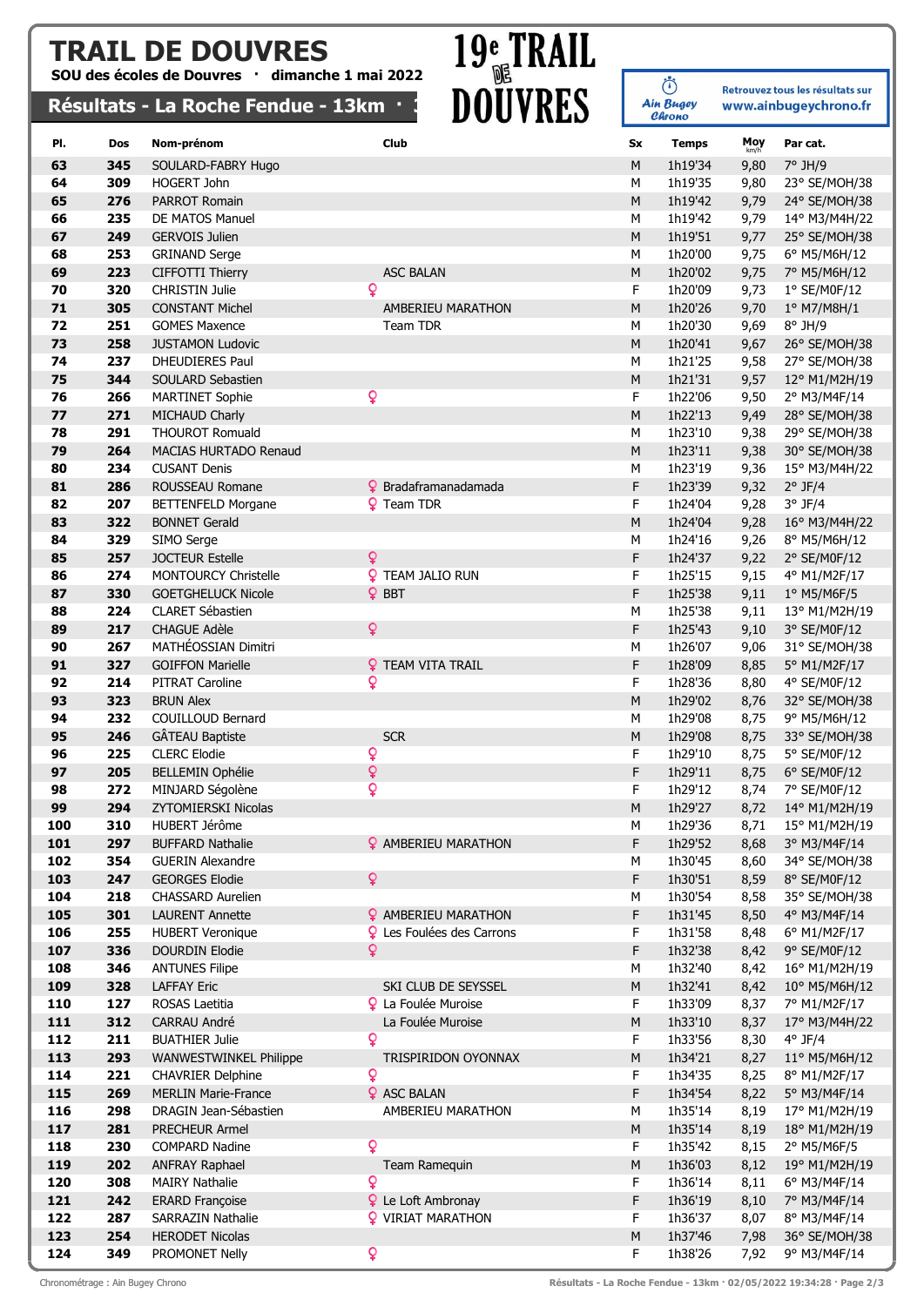# TRAIL DE DOUVRES

**SOU des écoles de Douvres · dimanche 1 mai 2022**

## Résultats - La Roche Fendue - 13km

19e TRAIL DE DOUVRES

Ain Bugey Chrono — Retrouvez tous les résultats sur www.ainbugeychrono.fr

| Pl. | Dos | Nom-prénom | Club | Sx | Temps | Moy km/h | Par cat. |
|---|---|---|---|---|---|---|---|
| 63 | 345 | SOULARD-FABRY Hugo | | M | 1h19'34 | 9,80 | 7° JH/9 |
| 64 | 309 | HOGERT John | | M | 1h19'35 | 9,80 | 23° SE/MOH/38 |
| 65 | 276 | PARROT Romain | | M | 1h19'42 | 9,79 | 24° SE/MOH/38 |
| 66 | 235 | DE MATOS Manuel | | M | 1h19'42 | 9,79 | 14° M3/M4H/22 |
| 67 | 249 | GERVOIS Julien | | M | 1h19'51 | 9,77 | 25° SE/MOH/38 |
| 68 | 253 | GRINAND Serge | | M | 1h20'00 | 9,75 | 6° M5/M6H/12 |
| 69 | 223 | CIFFOTTI Thierry | ASC BALAN | M | 1h20'02 | 9,75 | 7° M5/M6H/12 |
| 70 | 320 | CHRISTIN Julie | ♀ | F | 1h20'09 | 9,73 | 1° SE/M0F/12 |
| 71 | 305 | CONSTANT Michel | AMBERIEU MARATHON | M | 1h20'26 | 9,70 | 1° M7/M8H/1 |
| 72 | 251 | GOMES Maxence | Team TDR | M | 1h20'30 | 9,69 | 8° JH/9 |
| 73 | 258 | JUSTAMON Ludovic | | M | 1h20'41 | 9,67 | 26° SE/MOH/38 |
| 74 | 237 | DHEUDIERES Paul | | M | 1h21'25 | 9,58 | 27° SE/MOH/38 |
| 75 | 344 | SOULARD Sebastien | | M | 1h21'31 | 9,57 | 12° M1/M2H/19 |
| 76 | 266 | MARTINET Sophie | ♀ | F | 1h22'06 | 9,50 | 2° M3/M4F/14 |
| 77 | 271 | MICHAUD Charly | | M | 1h22'13 | 9,49 | 28° SE/MOH/38 |
| 78 | 291 | THOUROT Romuald | | M | 1h23'10 | 9,38 | 29° SE/MOH/38 |
| 79 | 264 | MACIAS HURTADO Renaud | | M | 1h23'11 | 9,38 | 30° SE/MOH/38 |
| 80 | 234 | CUSANT Denis | | M | 1h23'19 | 9,36 | 15° M3/M4H/22 |
| 81 | 286 | ROUSSEAU Romane | ♀ Bradaframanadamada | F | 1h23'39 | 9,32 | 2° JF/4 |
| 82 | 207 | BETTENFELD Morgane | ♀ Team TDR | F | 1h24'04 | 9,28 | 3° JF/4 |
| 83 | 322 | BONNET Gerald | | M | 1h24'04 | 9,28 | 16° M3/M4H/22 |
| 84 | 329 | SIMO Serge | | M | 1h24'16 | 9,26 | 8° M5/M6H/12 |
| 85 | 257 | JOCTEUR Estelle | ♀ | F | 1h24'37 | 9,22 | 2° SE/M0F/12 |
| 86 | 274 | MONTOURCY Christelle | ♀ TEAM JALIO RUN | F | 1h25'15 | 9,15 | 4° M1/M2F/17 |
| 87 | 330 | GOETGHELUCK Nicole | ♀ BBT | F | 1h25'38 | 9,11 | 1° M5/M6F/5 |
| 88 | 224 | CLARET Sébastien | | M | 1h25'38 | 9,11 | 13° M1/M2H/19 |
| 89 | 217 | CHAGUE Adèle | ♀ | F | 1h25'43 | 9,10 | 3° SE/M0F/12 |
| 90 | 267 | MATHÉOSSIAN Dimitri | | M | 1h26'07 | 9,06 | 31° SE/MOH/38 |
| 91 | 327 | GOIFFON Marielle | ♀ TEAM VITA TRAIL | F | 1h28'09 | 8,85 | 5° M1/M2F/17 |
| 92 | 214 | PITRAT Caroline | ♀ | F | 1h28'36 | 8,80 | 4° SE/M0F/12 |
| 93 | 323 | BRUN Alex | | M | 1h29'02 | 8,76 | 32° SE/MOH/38 |
| 94 | 232 | COUILLOUD Bernard | | M | 1h29'08 | 8,75 | 9° M5/M6H/12 |
| 95 | 246 | GÂTEAU Baptiste | SCR | M | 1h29'08 | 8,75 | 33° SE/MOH/38 |
| 96 | 225 | CLERC Elodie | ♀ | F | 1h29'10 | 8,75 | 5° SE/M0F/12 |
| 97 | 205 | BELLEMIN Ophélie | ♀ | F | 1h29'11 | 8,75 | 6° SE/M0F/12 |
| 98 | 272 | MINJARD Ségolène | ♀ | F | 1h29'12 | 8,74 | 7° SE/M0F/12 |
| 99 | 294 | ZYTOMIERSKI Nicolas | | M | 1h29'27 | 8,72 | 14° M1/M2H/19 |
| 100 | 310 | HUBERT Jérôme | | M | 1h29'36 | 8,71 | 15° M1/M2H/19 |
| 101 | 297 | BUFFARD Nathalie | ♀ AMBERIEU MARATHON | F | 1h29'52 | 8,68 | 3° M3/M4F/14 |
| 102 | 354 | GUERIN Alexandre | | M | 1h30'45 | 8,60 | 34° SE/MOH/38 |
| 103 | 247 | GEORGES Elodie | ♀ | F | 1h30'51 | 8,59 | 8° SE/M0F/12 |
| 104 | 218 | CHASSARD Aurelien | | M | 1h30'54 | 8,58 | 35° SE/MOH/38 |
| 105 | 301 | LAURENT Annette | ♀ AMBERIEU MARATHON | F | 1h31'45 | 8,50 | 4° M3/M4F/14 |
| 106 | 255 | HUBERT Veronique | ♀ Les Foulées des Carrons | F | 1h31'58 | 8,48 | 6° M1/M2F/17 |
| 107 | 336 | DOURDIN Elodie | ♀ | F | 1h32'38 | 8,42 | 9° SE/M0F/12 |
| 108 | 346 | ANTUNES Filipe | | M | 1h32'40 | 8,42 | 16° M1/M2H/19 |
| 109 | 328 | LAFFAY Eric | SKI CLUB DE SEYSSEL | M | 1h32'41 | 8,42 | 10° M5/M6H/12 |
| 110 | 127 | ROSAS Laetitia | ♀ La Foulée Muroise | F | 1h33'09 | 8,37 | 7° M1/M2F/17 |
| 111 | 312 | CARRAU André | La Foulée Muroise | M | 1h33'10 | 8,37 | 17° M3/M4H/22 |
| 112 | 211 | BUATHIER Julie | ♀ | F | 1h33'56 | 8,30 | 4° JF/4 |
| 113 | 293 | WANWESTWINKEL Philippe | TRISPIRIDON OYONNAX | M | 1h34'21 | 8,27 | 11° M5/M6H/12 |
| 114 | 221 | CHAVRIER Delphine | ♀ | F | 1h34'35 | 8,25 | 8° M1/M2F/17 |
| 115 | 269 | MERLIN Marie-France | ♀ ASC BALAN | F | 1h34'54 | 8,22 | 5° M3/M4F/14 |
| 116 | 298 | DRAGIN Jean-Sébastien | AMBERIEU MARATHON | M | 1h35'14 | 8,19 | 17° M1/M2H/19 |
| 117 | 281 | PRECHEUR Armel | | M | 1h35'14 | 8,19 | 18° M1/M2H/19 |
| 118 | 230 | COMPARD Nadine | ♀ | F | 1h35'42 | 8,15 | 2° M5/M6F/5 |
| 119 | 202 | ANFRAY Raphael | Team Ramequin | M | 1h36'03 | 8,12 | 19° M1/M2H/19 |
| 120 | 308 | MAIRY Nathalie | ♀ | F | 1h36'14 | 8,11 | 6° M3/M4F/14 |
| 121 | 242 | ERARD Françoise | ♀ Le Loft Ambronay | F | 1h36'19 | 8,10 | 7° M3/M4F/14 |
| 122 | 287 | SARRAZIN Nathalie | ♀ VIRIAT MARATHON | F | 1h36'37 | 8,07 | 8° M3/M4F/14 |
| 123 | 254 | HERODET Nicolas | | M | 1h37'46 | 7,98 | 36° SE/MOH/38 |
| 124 | 349 | PROMONET Nelly | ♀ | F | 1h38'26 | 7,92 | 9° M3/M4F/14 |

Chronométrage : Ain Bugey Chrono

Résultats - La Roche Fendue - 13km · 02/05/2022 19:34:28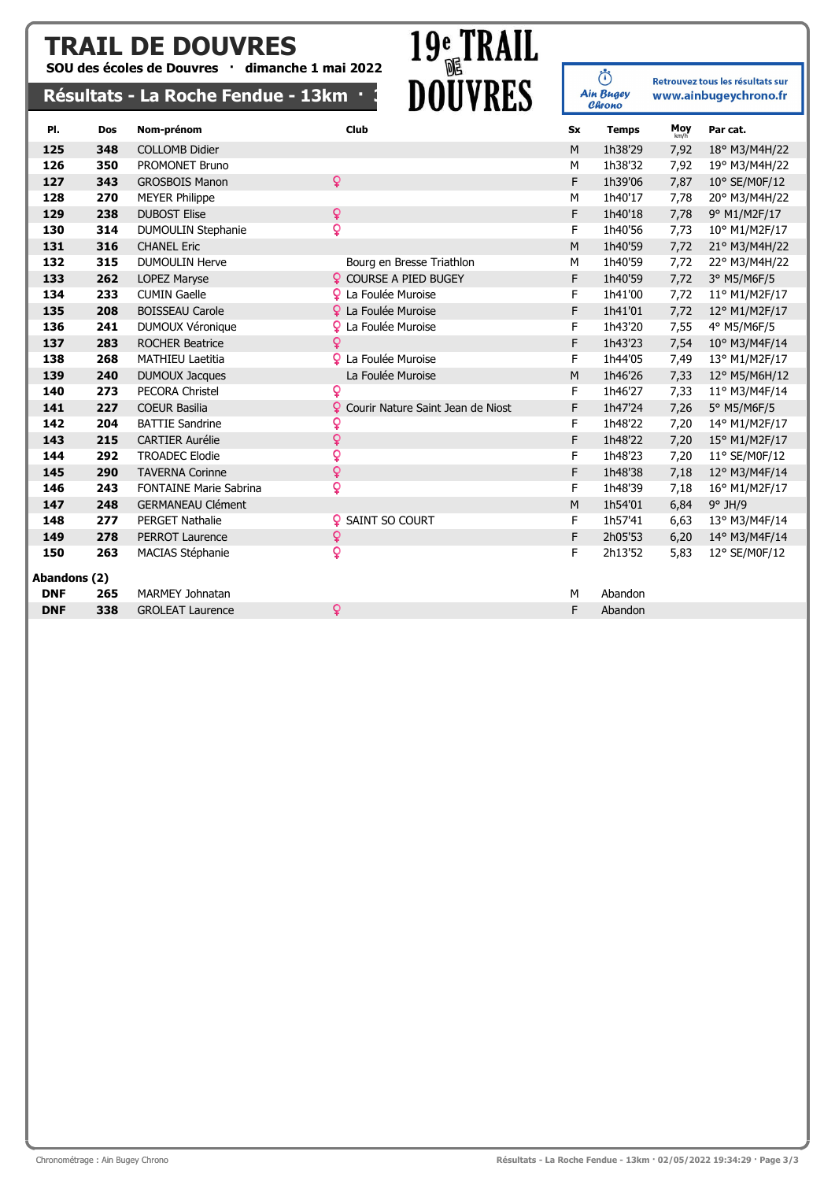# TRAIL DE DOUVRES

**SOU des écoles de Douvres · dimanche 1 mai 2022**

## Résultats - La Roche Fendue - 13km

19e TRAIL DE DOUVRES

Ain Bugey Chrono — Retrouvez tous les résultats sur www.ainbugeychrono.fr

| Pl. | Dos | Nom-prénom | Club | Sx | Temps | Moy km/h | Par cat. |
|---|---|---|---|---|---|---|---|
| 125 | 348 | COLLOMB Didier | | M | 1h38'29 | 7,92 | 18° M3/M4H/22 |
| 126 | 350 | PROMONET Bruno | | M | 1h38'32 | 7,92 | 19° M3/M4H/22 |
| 127 | 343 | GROSBOIS Manon | ♀ | F | 1h39'06 | 7,87 | 10° SE/M0F/12 |
| 128 | 270 | MEYER Philippe | | M | 1h40'17 | 7,78 | 20° M3/M4H/22 |
| 129 | 238 | DUBOST Elise | ♀ | F | 1h40'18 | 7,78 | 9° M1/M2F/17 |
| 130 | 314 | DUMOULIN Stephanie | ♀ | F | 1h40'56 | 7,73 | 10° M1/M2F/17 |
| 131 | 316 | CHANEL Eric | | M | 1h40'59 | 7,72 | 21° M3/M4H/22 |
| 132 | 315 | DUMOULIN Herve | Bourg en Bresse Triathlon | M | 1h40'59 | 7,72 | 22° M3/M4H/22 |
| 133 | 262 | LOPEZ Maryse | ♀ COURSE A PIED BUGEY | F | 1h40'59 | 7,72 | 3° M5/M6F/5 |
| 134 | 233 | CUMIN Gaelle | ♀ La Foulée Muroise | F | 1h41'00 | 7,72 | 11° M1/M2F/17 |
| 135 | 208 | BOISSEAU Carole | ♀ La Foulée Muroise | F | 1h41'01 | 7,72 | 12° M1/M2F/17 |
| 136 | 241 | DUMOUX Véronique | ♀ La Foulée Muroise | F | 1h43'20 | 7,55 | 4° M5/M6F/5 |
| 137 | 283 | ROCHER Beatrice | ♀ | F | 1h43'23 | 7,54 | 10° M3/M4F/14 |
| 138 | 268 | MATHIEU Laetitia | ♀ La Foulée Muroise | F | 1h44'05 | 7,49 | 13° M1/M2F/17 |
| 139 | 240 | DUMOUX Jacques | La Foulée Muroise | M | 1h46'26 | 7,33 | 12° M5/M6H/12 |
| 140 | 273 | PECORA Christel | ♀ | F | 1h46'27 | 7,33 | 11° M3/M4F/14 |
| 141 | 227 | COEUR Basilia | ♀ Courir Nature Saint Jean de Niost | F | 1h47'24 | 7,26 | 5° M5/M6F/5 |
| 142 | 204 | BATTIE Sandrine | ♀ | F | 1h48'22 | 7,20 | 14° M1/M2F/17 |
| 143 | 215 | CARTIER Aurélie | ♀ | F | 1h48'22 | 7,20 | 15° M1/M2F/17 |
| 144 | 292 | TROADEC Elodie | ♀ | F | 1h48'23 | 7,20 | 11° SE/M0F/12 |
| 145 | 290 | TAVERNA Corinne | ♀ | F | 1h48'38 | 7,18 | 12° M3/M4F/14 |
| 146 | 243 | FONTAINE Marie Sabrina | ♀ | F | 1h48'39 | 7,18 | 16° M1/M2F/17 |
| 147 | 248 | GERMANEAU Clément | | M | 1h54'01 | 6,84 | 9° JH/9 |
| 148 | 277 | PERGET Nathalie | ♀ SAINT SO COURT | F | 1h57'41 | 6,63 | 13° M3/M4F/14 |
| 149 | 278 | PERROT Laurence | ♀ | F | 2h05'53 | 6,20 | 14° M3/M4F/14 |
| 150 | 263 | MACIAS Stéphanie | ♀ | F | 2h13'52 | 5,83 | 12° SE/M0F/12 |

**Abandons (2)**

| Pl. | Dos | Nom-prénom | Club | Sx | Temps | Moy km/h | Par cat. |
|---|---|---|---|---|---|---|---|
| DNF | 265 | MARMEY Johnatan | | M | Abandon | | |
| DNF | 338 | GROLEAT Laurence | ♀ | F | Abandon | | |

Chronométrage : Ain Bugey Chrono